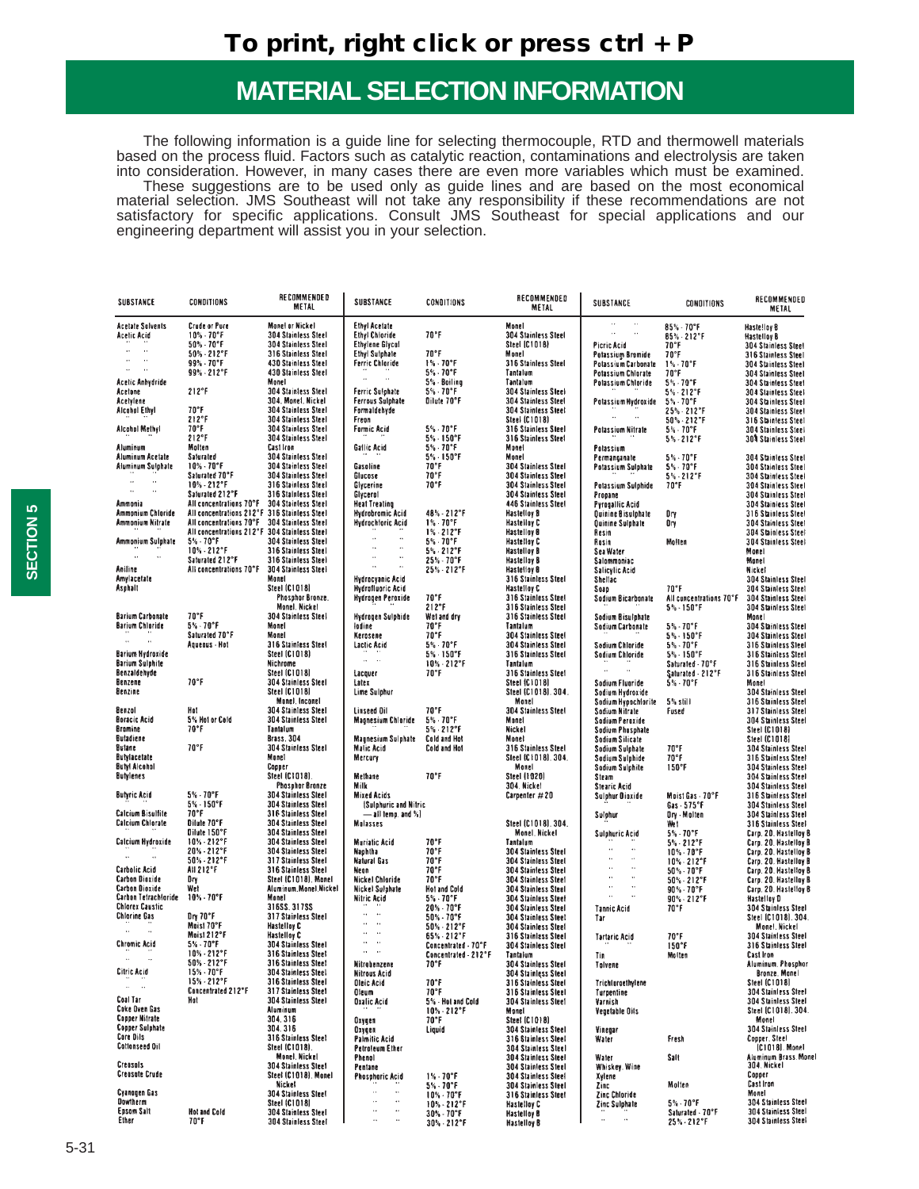# To print, right click or press ctrl + P

## MATERIAL SELECTION INFORMATION

The following information is a guide line for selecting thermocouple, RTD and thermowell materials based on the process fluid. Factors such as catalytic reaction, contaminations and electrolysis are taken into consideration. However, in many cases there are even more variables which must be examined.

These suggestions are to be used only as guide lines and are based on the most economical material selection. JMS Southeast will not take any responsibility if these recommendations are not satisfactory for specific applications. Consult JMS Southeast for special applications and our engineering department will assist you in your selection.

| SUBSTANCE | CONDITIONS | RECOMMENDED METAL |
|---|---|---|
| Acetate Solvents | Crude or Pure | Monel or Nickel |
| Acetic Acid | 10% - 70°F | 304 Stainless Steel |
| " " | 50% - 70°F | 304 Stainless Steel |
| " " | 50% - 212°F | 316 Stainless Steel |
| " " | 99% - 70°F | 430 Stainless Steel |
| " " | 99% - 212°F | 430 Stainless Steel |
| Acetic Anhydride | | Monel |
| Acetone | 212°F | 304 Stainless Steel |
| Acetylene | | 304, Monel, Nickel |
| Alcohol Ethyl | 70°F | 304 Stainless Steel |
| | 212°F | 304 Stainless Steel |
| Alcohol Methyl | 70°F | 304 Stainless Steel |
| | 212°F | 304 Stainless Steel |
| Aluminum | Molten | Cast Iron |
| Aluminum Acetate | Saturated | 304 Stainless Steel |
| Aluminum Sulphate | 10% - 70°F | 304 Stainless Steel |
| " " | Saturated 70°F | 304 Stainless Steel |
| " " | 10% - 212°F | 316 Stainless Steel |
| " " | Saturated 212°F | 316 Stainless Steel |
| Ammonia | All concentrations 70°F | 304 Stainless Steel |
| Ammonium Chloride | All concentrations 212°F | 316 Stainless Steel |
| Ammonium Nitrate | All concentrations 70°F | 304 Stainless Steel |
| " " | All concentrations 212°F | 304 Stainless Steel |
| Ammonium Sulphate | 5% - 70°F | 304 Stainless Steel |
| | 10% - 212°F | 316 Stainless Steel |
| " " | Saturated 212°F | 316 Stainless Steel |
| Aniline | All concentrations 70°F | 304 Stainless Steel |
| Amylacetate | | Monel |
| Asphalt | | Steel (C1018) |
| | | Phosphor Bronze, Monel, Nickel |
| Barium Carbonate | 70°F | 304 Stainless Steel |
| Barium Chloride | 5% - 70°F | Monel |
| | Saturated 70°F | Monel |
| " " | Aqueous - Hot | 316 Stainless Steel |
| Barium Hydroxide | | Steel (C1018) |
| Barium Sulphite | | Nichrome |
| Benzaldehyde | | Steel (C1018) |
| Benzene | 70°F | 304 Stainless Steel |
| Benzine | | Steel (C1018) |
| | | Monel, Inconel |
| Benzol | Hot | 304 Stainless Steel |
| Boracic Acid | 5% Hot or Cold | 304 Stainless Steel |
| Bromine | 70°F | Tantalum |
| Butadiene | | Brass, 304 |
| Butane | 70°F | 304 Stainless Steel |
| Butylacetate | | Monel |
| Butyl Alcohol | | Copper |
| Butylenes | | Steel (C1018), Phosphor Bronze |
| Butyric Acid | 5% - 70°F | 304 Stainless Steel |
| " " | 5% - 150°F | 304 Stainless Steel |
| Calcium Bisulfite | 70°F | 316 Stainless Steel |
| Calcium Chlorate | Dilute 70°F | 304 Stainless Steel |
| " " | Dilute 150°F | 304 Stainless Steel |
| Calcium Hydroxide | 10% - 212°F | 304 Stainless Steel |
| | 20% - 212°F | 304 Stainless Steel |
| " " | 50% - 212°F | 317 Stainless Steel |
| Carbolic Acid | All 212°F | 316 Stainless Steel |
| Carbon Dioxide | Dry | Steel (C1018), Monel |
| Carbon Dioxide | Wet | Aluminum, Monel, Nickel |
| Carbon Tetrachloride | 10% - 70°F | Monel |
| Chlorex Caustic | | 316SS, 317SS |
| Chlorine Gas | Dry 70°F | 317 Stainless Steel |
| " " | Moist 70°F | Hastelloy C |
| " " | Moist 212°F | Hastelloy C |
| Chromic Acid | 5% - 70°F | 304 Stainless Steel |
| | 10% - 212°F | 316 Stainless Steel |
| " " | 50% - 212°F | 316 Stainless Steel |
| Citric Acid | 15% - 70°F | 304 Stainless Steel |
| " " | 15% - 212°F | 316 Stainless Steel |
| | Concentrated 212°F | 317 Stainless Steel |
| Coal Tar | Hot | 304 Stainless Steel |
| Coke Oven Gas | | Aluminum |
| Copper Nitrate | | 304, 316 |
| Copper Sulphate | | 304, 316 |
| Core Oils | | 316 Stainless Steel |
| Cottonseed Oil | | Steel (C1018), Monel, Nickel |
| Creosols | | 304 Stainless Steel |
| Creosote Crude | | Steel (C1018), Monel, Nickel |
| Cyanogen Gas | | 304 Stainless Steel |
| Dowtherm | | Steel (C1018) |
| Epsom Salt | Hot and Cold | 304 Stainless Steel |
| Ether | 70°F | 304 Stainless Steel |

| SUBSTANCE | CONDITIONS | RECOMMENDED METAL |
|---|---|---|
| Ethyl Acetate | | Monel |
| Ethyl Chloride | 70°F | 304 Stainless Steel |
| Ethylene Glycol | | Steel (C1018) |
| Ethyl Sulphate | 70°F | Monel |
| Ferric Chloride | 1% - 70°F | 316 Stainless Steel |
| " " | 5% - 70°F | Tantalum |
| " " | 5% - Boiling | Tantalum |
| Ferric Sulphate | 5% - 70°F | 304 Stainless Steel |
| Ferrous Sulphate | Dilute 70°F | 304 Stainless Steel |
| Formaldehyde | | 304 Stainless Steel |
| Freon | | Steel (C1018) |
| Formic Acid | 5% - 70°F | 316 Stainless Steel |
| " " | 5% - 150°F | 316 Stainless Steel |
| Gallic Acid | 5% - 70°F | Monel |
| " " | 5% - 150°F | Monel |
| Gasoline | 70°F | 304 Stainless Steel |
| Glucose | 70°F | 304 Stainless Steel |
| Glycerine | 70°F | 304 Stainless Steel |
| Glycerol | | 304 Stainless Steel |
| Heat Treating | | 446 Stainless Steel |
| Hydrobromic Acid | 48% - 212°F | Hastelloy B |
| Hydrochloric Acid | 1% - 70°F | Hastelloy C |
| " " | 1% - 212°F | Hastelloy B |
| " " | 5% - 70°F | Hastelloy C |
| " " | 5% - 212°F | Hastelloy B |
| " " | 25% - 70°F | Hastelloy B |
| " " | 25% - 212°F | Hastelloy B |
| Hydrocyanic Acid | | 316 Stainless Steel |
| Hydrofluoric Acid | | Hastelloy C |
| Hydrogen Peroxide | 70°F | 316 Stainless Steel |
| " " | 212°F | 316 Stainless Steel |
| Hydrogen Sulphide | Wet and dry | 316 Stainless Steel |
| Iodine | 70°F | Tantalum |
| Kerosene | 70°F | 304 Stainless Steel |
| Lactic Acid | 5% - 70°F | 304 Stainless Steel |
| " " | 5% - 150°F | 316 Stainless Steel |
| " " | 10% - 212°F | Tantalum |
| Lacquer | 70°F | 316 Stainless Steel |
| Latex | | Steel (C1018) |
| Lime Sulphur | | Steel (C1018), 304, Monel |
| Linseed Oil | 70°F | 304 Stainless Steel |
| Magnesium Chloride | 5% - 70°F | Monel |
| " " | 5% - 212°F | Nickel |
| Magnesium Sulphate | Cold and Hot | Monel |
| Malic Acid | Cold and Hot | 316 Stainless Steel |
| Mercury | | Steel (C1018), 304, Monel |
| Methane | 70°F | Steel (1020) |
| Milk | | 304, Nickel |
| Mixed Acids (Sulphuric and Nitric — all temp. and %) | | Carpenter #20 |
| Molasses | | Steel (C1018), 304, Monel, Nickel |
| Muriatic Acid | 70°F | Tantalum |
| Naphtha | 70°F | 304 Stainless Steel |
| Natural Gas | 70°F | 304 Stainless Steel |
| Neon | 70°F | 304 Stainless Steel |
| Nickel Chloride | 70°F | 304 Stainless Steel |
| Nickel Sulphate | Hot and Cold | 304 Stainless Steel |
| Nitric Acid | 5% - 70°F | 304 Stainless Steel |
| " " | 20% - 70°F | 304 Stainless Steel |
| " " | 50% - 70°F | 304 Stainless Steel |
| " " | 50% - 212°F | 304 Stainless Steel |
| " " | 65% - 212°F | 316 Stainless Steel |
| " " | Concentrated - 70°F | 304 Stainless Steel |
| " " | Concentrated - 212°F | Tantalum |
| Nitrobenzene | 70°F | 304 Stainless Steel |
| Nitrous Acid | | 304 Stainless Steel |
| Oleic Acid | 70°F | 316 Stainless Steel |
| Oleum | 70°F | 316 Stainless Steel |
| Oxalic Acid | 5% - Hot and Cold | 304 Stainless Steel |
| " " | 10% - 212°F | Monel |
| Oxygen | 70°F | Steel (C1018) |
| Oxygen | Liquid | 304 Stainless Steel |
| Palmitic Acid | | 316 Stainless Steel |
| Petroleum Ether | | 304 Stainless Steel |
| Phenol | | 304 Stainless Steel |
| Pentane | | 304 Stainless Steel |
| Phosphoric Acid | 1% - 70°F | 304 Stainless Steel |
| " " | 5% - 70°F | 304 Stainless Steel |
| " " | 10% - 70°F | 316 Stainless Steel |
| " " | 10% - 212°F | Hastelloy C |
| " " | 30% - 70°F | Hastelloy B |
| " " | 30% - 212°F | Hastelloy B |

| SUBSTANCE | CONDITIONS | RECOMMENDED METAL |
|---|---|---|
| " " | 85% - 70°F | Hastelloy B |
| " " | 85% - 212°F | Hastelloy B |
| Picric Acid | 70°F | 304 Stainless Steel |
| Potassium Bromide | 70°F | 316 Stainless Steel |
| Potassium Carbonate | 1% - 70°F | 304 Stainless Steel |
| Potassium Chlorate | 70°F | 304 Stainless Steel |
| Potassium Chloride | 5% - 70°F | 304 Stainless Steel |
| " " | 5% - 212°F | 304 Stainless Steel |
| Potassium Hydroxide | 5% - 70°F | 304 Stainless Steel |
| " " | 25% - 212°F | 304 Stainless Steel |
| " " | 50% - 212°F | 316 Stainless Steel |
| Potassium Nitrate | 5% - 70°F | 304 Stainless Steel |
| " " | 5% - 212°F | 304 Stainless Steel |
| Potassium Permanganate | 5% - 70°F | 304 Stainless Steel |
| Potassium Sulphate | 5% - 70°F | 304 Stainless Steel |
| " " | 5% - 212°F | 304 Stainless Steel |
| Potassium Sulphide | 70°F | 304 Stainless Steel |
| Propane | | 304 Stainless Steel |
| Pyrogallic Acid | | 304 Stainless Steel |
| Quinine Bisulphate | Dry | 316 Stainless Steel |
| Quinine Sulphate | Dry | 304 Stainless Steel |
| Resin | | 304 Stainless Steel |
| Rosin | Molten | 304 Stainless Steel |
| Sea Water | | Monel |
| Salammoniac | | Monel |
| Salicylic Acid | | Nickel |
| Shellac | | 304 Stainless Steel |
| Soap | 70°F | 304 Stainless Steel |
| Sodium Bicarbonate | All concentrations 70°F | 304 Stainless Steel |
| " " | 5% - 150°F | 304 Stainless Steel |
| Sodium Bisulphate | | Monel |
| Sodium Carbonate | 5% - 70°F | 304 Stainless Steel |
| " " | 5% - 150°F | 304 Stainless Steel |
| Sodium Chloride | 5% - 70°F | 316 Stainless Steel |
| Sodium Chloride | 5% - 150°F | 316 Stainless Steel |
| " " | Saturated - 70°F | 316 Stainless Steel |
| " " | Saturated - 212°F | 316 Stainless Steel |
| Sodium Fluoride | 5% - 70°F | Monel |
| Sodium Hydroxide | | 304 Stainless Steel |
| Sodium Hypochlorite | 5% still | 316 Stainless Steel |
| Sodium Nitrate | Fused | 317 Stainless Steel |
| Sodium Peroxide | | 304 Stainless Steel |
| Sodium Phosphate | | Steel (C1018) |
| Sodium Silicate | | Steel (C1018) |
| Sodium Sulphate | 70°F | 304 Stainless Steel |
| Sodium Sulphide | 70°F | 316 Stainless Steel |
| Sodium Sulphite | 150°F | 304 Stainless Steel |
| Steam | | 304 Stainless Steel |
| Stearic Acid | | 304 Stainless Steel |
| Sulphur Dioxide | Moist Gas - 70°F | 316 Stainless Steel |
| | Gas - 575°F | 304 Stainless Steel |
| Sulphur | Dry - Molten | 304 Stainless Steel |
| | Wet | 316 Stainless Steel |
| Sulphuric Acid | 5% - 70°F | Carp. 20, Hastelloy B |
| " " | 5% - 212°F | Carp. 20, Hastelloy B |
| " " | 10% - 70°F | Carp. 20, Hastelloy B |
| " " | 10% - 212°F | Carp. 20, Hastelloy B |
| " " | 50% - 70°F | Carp. 20, Hastelloy B |
| " " | 50% - 212°F | Carp. 20, Hastelloy B |
| " " | 90% - 70°F | Carp. 20, Hastelloy B |
| " " | 90% - 212°F | Hastelloy D |
| Tannic Acid | 70°F | 304 Stainless Steel |
| Tar | | Steel (C1018), 304, Monel, Nickel |
| Tartaric Acid | 70°F | 304 Stainless Steel |
| " " | 150°F | 316 Stainless Steel |
| Tin | Molten | Cast Iron |
| Toluene | | Aluminum, Phosphor Bronze, Monel |
| Trichloroethylene | | Steel (C1018) |
| Turpentine | | 304 Stainless Steel |
| Varnish | | 304 Stainless Steel |
| Vegetable Oils | | Steel (C1018), 304, Monel |
| Vinegar | | 304 Stainless Steel |
| Water | Fresh | Copper, Steel (C1018), Monel |
| Water | Salt | Aluminum Brass, Monel |
| Whiskey, Wine | | 304, Nickel |
| Xylene | | Copper |
| Zinc | Molten | Cast Iron |
| Zinc Chloride | | Monel |
| Zinc Sulphate | 5% - 70°F | 304 Stainless Steel |
| " " | Saturated - 70°F | 304 Stainless Steel |
| " " | 25% - 212°F | 304 Stainless Steel |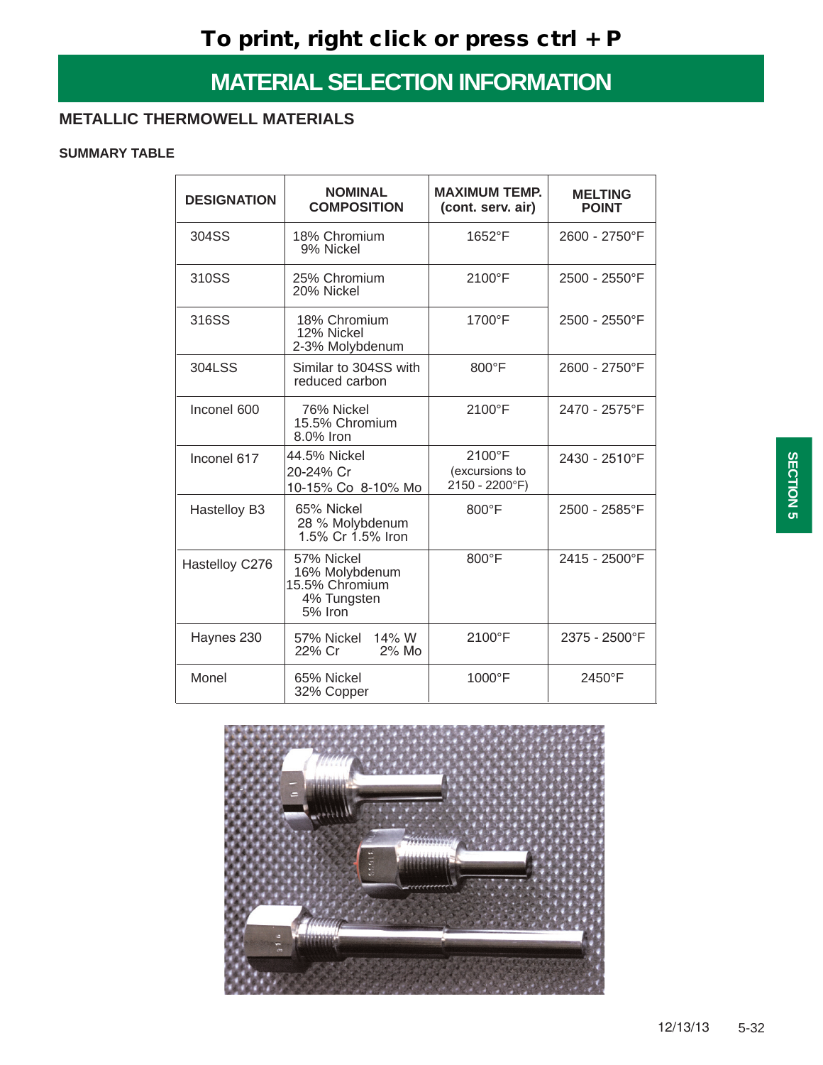To print, right click or press ctrl + P

# MATERIAL SELECTION INFORMATION

## METALLIC THERMOWELL MATERIALS

### SUMMARY TABLE

| DESIGNATION | NOMINAL COMPOSITION | MAXIMUM TEMP. (cont. serv. air) | MELTING POINT |
|---|---|---|---|
| 304SS | 18% Chromium<br>9% Nickel | 1652°F | 2600 - 2750°F |
| 310SS | 25% Chromium<br>20% Nickel | 2100°F | 2500 - 2550°F |
| 316SS | 18% Chromium<br>12% Nickel<br>2-3% Molybdenum | 1700°F | 2500 - 2550°F |
| 304LSS | Similar to 304SS with reduced carbon | 800°F | 2600 - 2750°F |
| Inconel 600 | 76% Nickel<br>15.5% Chromium<br>8.0% Iron | 2100°F | 2470 - 2575°F |
| Inconel 617 | 44.5% Nickel<br>20-24% Cr<br>10-15% Co 8-10% Mo | 2100°F<br>(excursions to 2150 - 2200°F) | 2430 - 2510°F |
| Hastelloy B3 | 65% Nickel<br>28 % Molybdenum<br>1.5% Cr 1.5% Iron | 800°F | 2500 - 2585°F |
| Hastelloy C276 | 57% Nickel<br>16% Molybdenum<br>15.5% Chromium<br>4% Tungsten<br>5% Iron | 800°F | 2415 - 2500°F |
| Haynes 230 | 57% Nickel 14% W<br>22% Cr 2% Mo | 2100°F | 2375 - 2500°F |
| Monel | 65% Nickel<br>32% Copper | 1000°F | 2450°F |

SECTION 5

12/13/13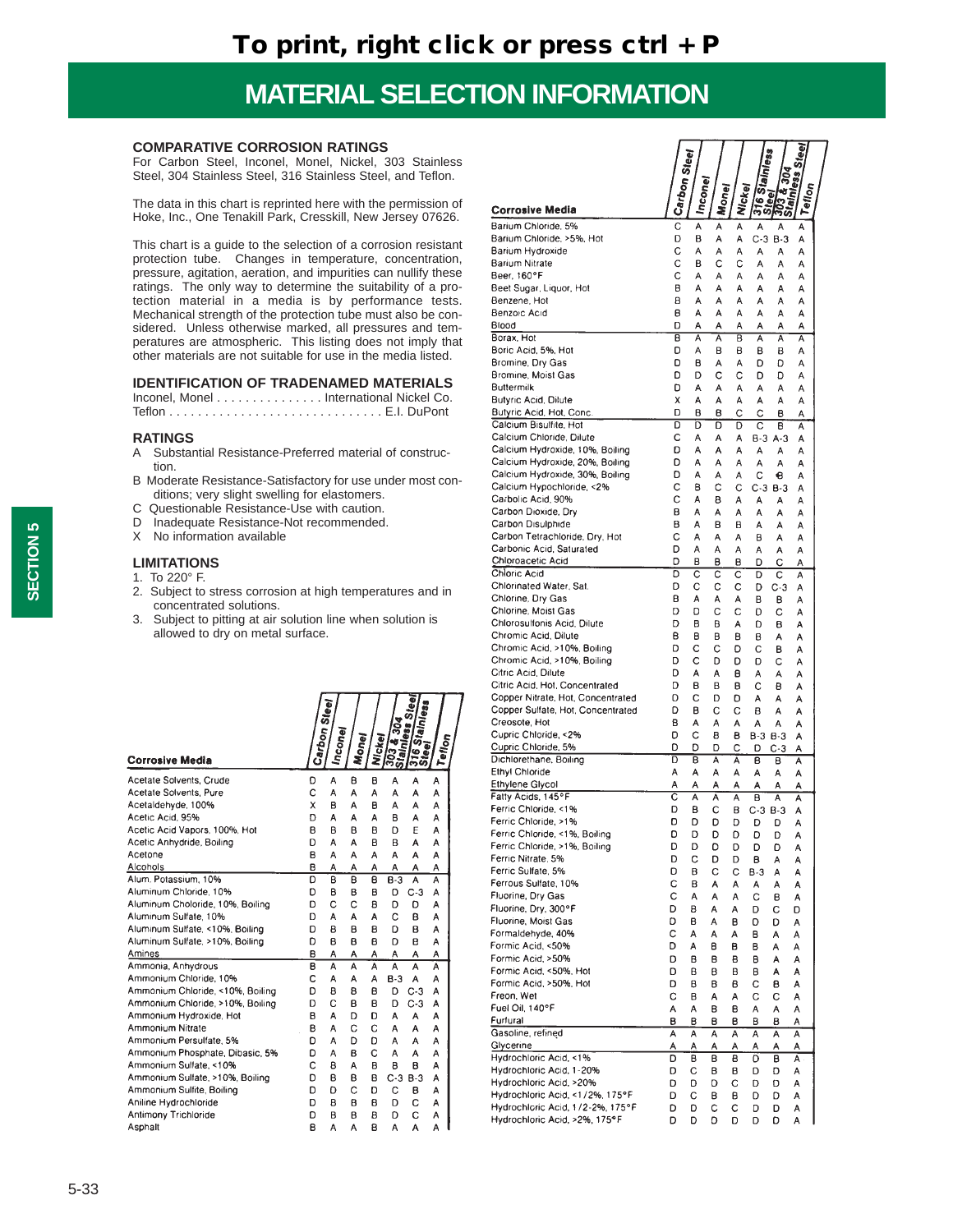# MATERIAL SELECTION INFORMATION

### COMPARATIVE CORROSION RATINGS

For Carbon Steel, Inconel, Monel, Nickel, 303 Stainless Steel, 304 Stainless Steel, 316 Stainless Steel, and Teflon.

The data in this chart is reprinted here with the permission of Hoke, Inc., One Tenakill Park, Cresskill, New Jersey 07626.

This chart is a guide to the selection of a corrosion resistant protection tube. Changes in temperature, concentration, pressure, agitation, aeration, and impurities can nullify these ratings. The only way to determine the suitability of a protection material in a media is by performance tests. Mechanical strength of the protection tube must also be considered. Unless otherwise marked, all pressures and temperatures are atmospheric. This listing does not imply that other materials are not suitable for use in the media listed.

### IDENTIFICATION OF TRADENAMED MATERIALS

Inconel, Monel . . . . . . . . . . . . . . . International Nickel Co.
Teflon . . . . . . . . . . . . . . . . . . . . . . . . . . . . . E.I. DuPont

### RATINGS

- A Substantial Resistance-Preferred material of construction.
- B Moderate Resistance-Satisfactory for use under most conditions; very slight swelling for elastomers.
- C Questionable Resistance-Use with caution.
- D Inadequate Resistance-Not recommended.
- X No information available

### LIMITATIONS

1. To 220° F.
2. Subject to stress corrosion at high temperatures and in concentrated solutions.
3. Subject to pitting at air solution line when solution is allowed to dry on metal surface.

| Corrosive Media | Carbon Steel | Inconel | Monel | Nickel | 303 & 304 Stainless Steel | 316 Stainless Steel | Teflon |
|---|---|---|---|---|---|---|---|
| Acetate Solvents, Crude | D | A | B | B | A | A | A |
| Acetate Solvents, Pure | C | A | A | A | A | A | A |
| Acetaldehyde, 100% | X | B | A | B | A | A | A |
| Acetic Acid, 95% | D | A | A | A | B | A | A |
| Acetic Acid Vapors, 100%, Hot | B | B | B | B | D | E | A |
| Acetic Anhydride, Boiling | D | A | A | B | B | A | A |
| Acetone | B | A | A | A | A | A | A |
| Alcohols | B | A | A | A | A | A | A |
| Alum. Potassium, 10% | D | B | B | B | B-3 | A | A |
| Aluminum Chloride, 10% | D | B | B | B | D | C-3 | A |
| Aluminum Choloride, 10%, Boiling | D | C | C | B | D | D | A |
| Aluminum Sulfate, 10% | D | A | A | A | C | B | A |
| Aluminum Sulfate, <10%, Boiling | D | B | B | B | D | B | A |
| Aluminum Sulfate, >10%, Boiling | D | B | B | B | D | B | A |
| Amines | B | A | A | A | A | A | A |
| Ammonia, Anhydrous | B | A | A | A | A | A | A |
| Ammonium Chloride, 10% | C | A | A | A | B-3 | A | A |
| Ammonium Chloride, <10%, Boiling | D | B | B | B | D | C-3 | A |
| Ammonium Chloride, >10%, Boiling | D | C | B | B | D | C-3 | A |
| Ammonium Hydroxide, Hot | B | A | D | D | A | A | A |
| Ammonium Nitrate | B | A | C | C | A | A | A |
| Ammonium Persulfate, 5% | D | A | D | D | A | A | A |
| Ammonium Phosphate, Dibasic, 5% | D | A | B | C | A | A | A |
| Ammonium Sulfate, <10% | C | B | A | B | B | B | A |
| Ammonium Sulfate, >10%, Boiling | D | B | B | B | C-3 | B-3 | A |
| Ammonium Sulfite, Boiling | D | D | C | D | C | B | A |
| Aniline Hydrochloride | D | B | B | B | D | C | A |
| Antimony Trichloride | D | B | B | B | D | C | A |
| Asphalt | B | A | A | B | A | A | A |

| Corrosive Media | Carbon Steel | Inconel | Monel | Nickel | 316 Stainless Steel | 303 & 304 Stainless Steel | Teflon |
|---|---|---|---|---|---|---|---|
| Barium Chloride, 5% | C | A | A | A | A | A | A |
| Barium Chloride, >5%, Hot | D | B | A | A | C-3 | B-3 | A |
| Barium Hydroxide | C | A | A | A | A | A | A |
| Barium Nitrate | C | B | C | C | A | A | A |
| Beer, 160°F | C | A | A | A | A | A | A |
| Beet Sugar, Liquor, Hot | B | A | A | A | A | A | A |
| Benzene, Hot | B | A | A | A | A | A | A |
| Benzoic Acid | B | A | A | A | A | A | A |
| Blood | D | A | A | A | A | A | A |
| Borax, Hot | B | A | A | B | A | A | A |
| Boric Acid, 5%, Hot | D | A | B | B | B | B | A |
| Bromine, Dry Gas | D | B | A | A | D | D | A |
| Bromine, Moist Gas | D | D | C | C | D | D | A |
| Buttermilk | D | A | A | A | A | A | A |
| Butyric Acid, Dilute | X | A | A | A | A | A | A |
| Butyric Acid, Hot, Conc. | D | B | B | C | C | B | A |
| Calcium Bisulfite, Hot | D | D | D | D | C | B | A |
| Calcium Chloride, Dilute | C | A | A | A | B-3 | A-3 | A |
| Calcium Hydroxide, 10%, Boiling | D | A | A | A | A | A | A |
| Calcium Hydroxide, 20%, Boiling | D | A | A | A | A | A | A |
| Calcium Hydroxide, 30%, Boiling | D | A | A | A | C | B | A |
| Calcium Hypochloride, <2% | C | B | C | C | C-3 | B-3 | A |
| Carbolic Acid, 90% | C | A | B | A | A | A | A |
| Carbon Dioxide, Dry | B | A | A | A | A | A | A |
| Carbon Disulphide | B | A | B | B | A | A | A |
| Carbon Tetrachloride, Dry, Hot | C | A | A | A | B | A | A |
| Carbonic Acid, Saturated | D | A | A | A | A | A | A |
| Chloroacetic Acid | D | B | B | B | D | C | A |
| Chloric Acid | D | C | C | C | D | C | A |
| Chlorinated Water, Sat. | D | C | C | C | D | C-3 | A |
| Chlorine, Dry Gas | B | A | A | A | B | B | A |
| Chlorine, Moist Gas | D | D | C | C | D | C | A |
| Chlorosulfonis Acid, Dilute | D | B | B | A | D | B | A |
| Chromic Acid, Dilute | B | B | B | B | B | A | A |
| Chromic Acid, >10%, Boiling | D | C | C | D | C | B | A |
| Chromic Acid, >10%, Boiling | D | C | D | D | D | C | A |
| Citric Acid, Dilute | D | A | A | B | A | A | A |
| Citric Acid, Hot, Concentrated | D | B | B | B | C | B | A |
| Copper Nitrate, Hot, Concentrated | D | C | D | D | A | A | A |
| Copper Sulfate, Hot, Concentrated | D | B | C | C | B | A | A |
| Creosote, Hot | B | A | A | A | A | A | A |
| Cupric Chloride, <2% | D | C | B | B | B-3 | B-3 | A |
| Cupric Chloride, 5% | D | D | D | C | D | C-3 | A |
| Dichlorethane, Boiling | D | B | A | A | B | B | A |
| Ethyl Chloride | A | A | A | A | A | A | A |
| Ethylene Glycol | A | A | A | A | A | A | A |
| Fatty Acids, 145°F | C | A | A | A | B | A | A |
| Ferric Chloride, <1% | D | B | C | B | C-3 | B-3 | A |
| Ferric Chloride, >1% | D | D | D | D | D | D | A |
| Ferric Chloride, <1%, Boiling | D | D | D | D | D | D | A |
| Ferric Chloride, >1%, Boiling | D | D | D | D | D | D | A |
| Ferric Nitrate, 5% | D | C | D | D | B | A | A |
| Ferric Sulfate, 5% | D | B | C | C | B-3 | A | A |
| Ferrous Sulfate, 10% | C | B | A | A | A | A | A |
| Fluorine, Dry Gas | C | A | A | A | C | B | A |
| Fluorine, Dry, 300°F | D | B | A | A | D | C | D |
| Fluorine, Moist Gas | D | B | A | B | D | D | A |
| Formaldehyde, 40% | C | A | A | A | B | A | A |
| Formic Acid, <50% | D | A | B | B | B | A | A |
| Formic Acid, >50% | D | B | B | B | B | A | A |
| Formic Acid, <50%, Hot | D | B | B | B | B | A | A |
| Formic Acid, >50%, Hot | D | B | B | B | C | B | A |
| Freon, Wet | C | B | A | A | C | C | A |
| Fuel Oil, 140°F | A | A | B | B | A | A | A |
| Furfural | B | B | B | B | B | B | A |
| Gasoline, refined | A | A | A | A | A | A | A |
| Glycerine | A | A | A | A | A | A | A |
| Hydrochloric Acid, <1% | D | B | B | B | D | B | A |
| Hydrochloric Acid, 1-20% | D | C | B | B | D | D | A |
| Hydrochloric Acid, >20% | D | D | D | C | D | D | A |
| Hydrochloric Acid, <1/2%, 175°F | D | C | B | B | D | D | A |
| Hydrochloric Acid, 1/2-2%, 175°F | D | D | C | C | D | D | A |
| Hydrochloric Acid, >2%, 175°F | D | D | D | D | D | D | A |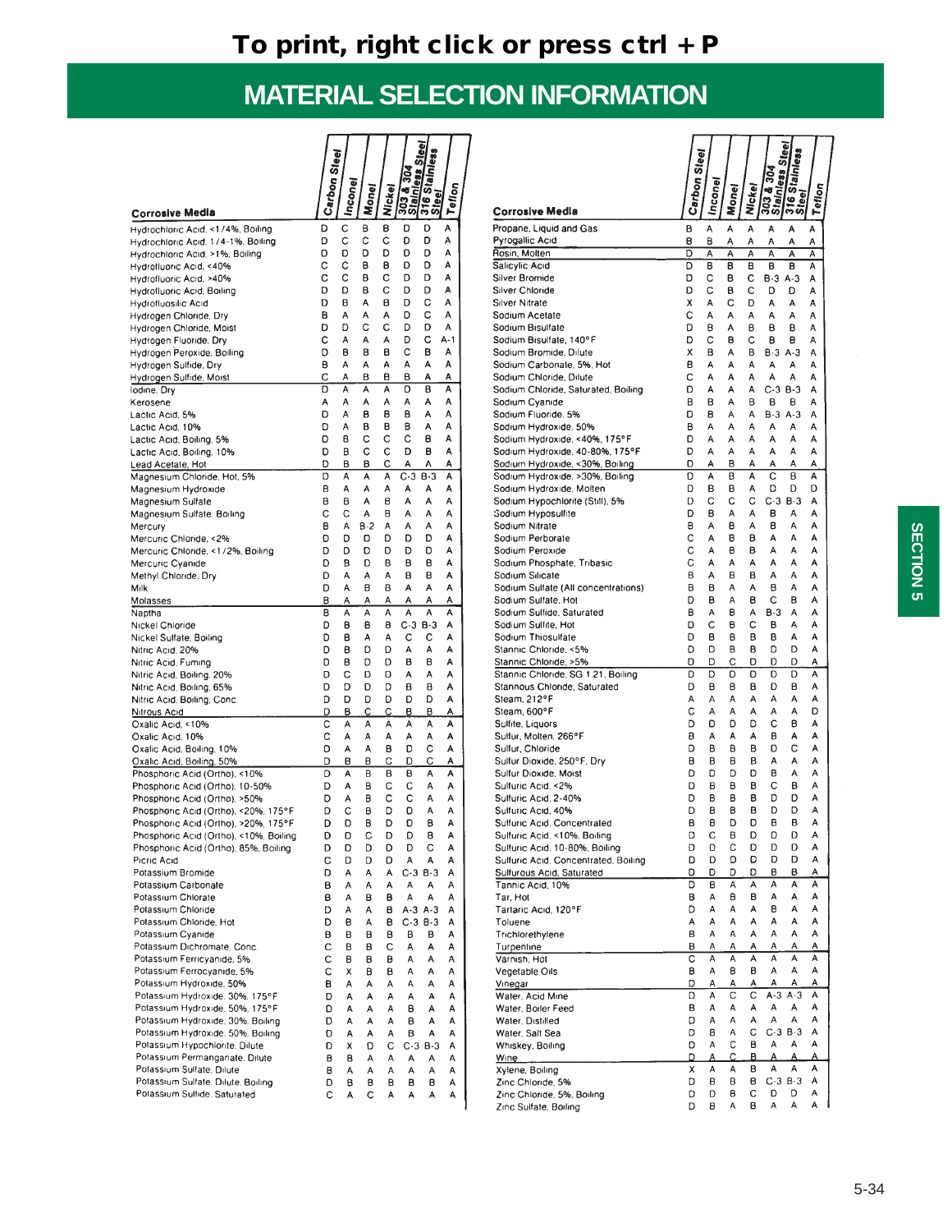# To print, right click or press ctrl + P

## MATERIAL SELECTION INFORMATION

| Corrosive Media | Carbon Steel | Inconel | Monel | Nickel | 303 & 304 Stainless Steel | 316 Stainless Steel | Teflon |
|---|---|---|---|---|---|---|---|
| Hydrochloric Acid, <1/4%, Boiling | D | C | B | B | D | D | A |
| Hydrochloric Acid, 1/4-1%, Boiling | D | C | C | C | D | D | A |
| Hydrochloric Acid, >1%, Boiling | D | D | D | D | D | D | A |
| Hydrofluoric Acid, <40% | C | C | B | B | D | D | A |
| Hydrofluoric Acid, >40% | C | C | B | C | D | D | A |
| Hydrofluoric Acid, Boiling | D | D | B | C | D | D | A |
| Hydrofluosilic Acid | D | B | A | B | D | C | A |
| Hydrogen Chloride, Dry | B | A | A | A | D | C | A |
| Hydrogen Chloride, Moist | D | D | C | C | D | D | A |
| Hydrogen Fluoride, Dry | C | A | A | A | D | C | A-1 |
| Hydrogen Peroxide, Boiling | D | B | B | B | C | B | A |
| Hydrogen Sulfide, Dry | B | A | A | A | A | A | A |
| Hydrogen Sulfide, Moist | C | A | B | B | B | A | A |
| Iodine, Dry | D | A | A | A | D | B | A |
| Kerosene | A | A | A | A | A | A | A |
| Lactic Acid, 5% | D | A | B | B | B | A | A |
| Lactic Acid, 10% | D | A | B | B | B | A | A |
| Lactic Acid, Boiling, 5% | D | B | C | C | C | B | A |
| Lactic Acid, Boiling, 10% | D | B | C | C | D | B | A |
| Lead Acetate, Hot | D | B | B | C | A | A | A |
| Magnesium Chloride, Hot, 5% | D | A | A | A | C-3 | B-3 | A |
| Magnesium Hydroxide | B | A | A | A | A | A | A |
| Magnesium Sulfate | B | B | A | B | A | A | A |
| Magnesium Sulfate, Boiling | C | C | A | B | A | A | A |
| Mercury | B | A | B-2 | A | A | A | A |
| Mercuric Chloride, <2% | D | D | D | D | D | D | A |
| Mercuric Chloride, <1/2%, Boiling | D | D | D | D | D | D | A |
| Mercuric Cyanide | D | B | D | B | B | B | A |
| Methyl Chloride, Dry | D | A | A | A | B | B | A |
| Milk | D | A | B | B | A | A | A |
| Molasses | B | A | A | A | A | A | A |
| Naptha | B | A | A | A | A | A | A |
| Nickel Chloride | D | B | B | B | C-3 | B-3 | A |
| Nickel Sulfate, Boiling | D | B | A | A | C | C | A |
| Nitric Acid, 20% | D | B | D | D | A | A | A |
| Nitric Acid, Fuming | D | B | D | D | B | B | A |
| Nitric Acid, Boiling, 20% | D | C | D | D | A | A | A |
| Nitric Acid, Boiling, 65% | D | D | D | D | B | B | A |
| Nitric Acid, Boiling, Conc. | D | D | D | D | D | D | A |
| Nitrous Acid | D | B | C | C | B | B | A |
| Oxalic Acid, <10% | C | A | A | A | A | A | A |
| Oxalic Acid, 10% | C | A | A | A | A | A | A |
| Oxalic Acid, Boiling, 10% | D | A | A | B | D | C | A |
| Oxalic Acid, Boiling, 50% | D | B | B | C | D | C | A |
| Phosphoric Acid (Ortho), <10% | D | A | B | B | B | A | A |
| Phosphoric Acid (Ortho), 10-50% | D | A | B | C | C | A | A |
| Phosphoric Acid (Ortho), >50% | D | A | B | C | C | A | A |
| Phosphoric Acid (Ortho), <20%, 175°F | D | C | B | D | D | A | A |
| Phosphoric Acid (Ortho), >20%, 175°F | D | D | B | D | D | B | A |
| Phosphoric Acid (Ortho), <10%, Boiling | D | D | C | D | D | B | A |
| Phosphoric Acid (Ortho), 85%, Boiling | D | D | D | D | D | C | A |
| Picric Acid | C | D | D | D | A | A | A |
| Potassium Bromide | D | A | A | A | C-3 | B-3 | A |
| Potassium Carbonate | B | A | A | A | A | A | A |
| Potassium Chlorate | B | A | B | B | A | A | A |
| Potassium Chloride | D | A | A | B | A-3 | A-3 | A |
| Potassium Chloride, Hot | D | B | A | B | C-3 | B-3 | A |
| Potassium Cyanide | B | B | B | B | B | B | A |
| Potassium Dichromate, Conc. | C | B | B | C | A | A | A |
| Potassium Ferricyanide, 5% | C | B | B | B | A | A | A |
| Potassium Ferrocyanide, 5% | C | X | B | B | A | A | A |
| Potassium Hydroxide, 50% | B | A | A | A | A | A | A |
| Potassium Hydroxide, 30%, 175°F | D | A | A | A | A | A | A |
| Potassium Hydroxide, 50%, 175°F | D | A | A | A | B | A | A |
| Potassium Hydroxide, 30%, Boiling | D | A | A | A | B | A | A |
| Potassium Hydroxide, 50%, Boiling | D | A | A | A | B | A | A |
| Potassium Hypochlorite, Dilute | D | X | D | C | C-3 | B-3 | A |
| Potassium Permanganate, Dilute | B | B | A | A | A | A | A |
| Potassium Sulfate, Dilute | B | A | A | A | A | A | A |
| Potassium Sulfate, Dilute, Boiling | D | B | B | B | B | B | A |
| Potassium Sulfide, Saturated | C | A | C | A | A | A | A |
| Propane, Liquid and Gas | B | A | A | A | A | A | A |
| Pyrogallic Acid | B | B | A | A | A | A | A |
| Rosin, Molten | D | A | A | A | A | A | A |
| Salicylic Acid | D | B | B | B | B | B | A |
| Silver Bromide | D | C | B | C | B-3 | A-3 | A |
| Silver Chloride | D | C | B | C | D | D | A |
| Silver Nitrate | X | A | C | D | A | A | A |
| Sodium Acetate | C | A | A | A | A | A | A |
| Sodium Bisulfate | D | B | A | B | B | B | A |
| Sodium Bisulfate, 140°F | D | C | B | C | B | B | A |
| Sodium Bromide, Dilute | X | B | A | B | B-3 | A-3 | A |
| Sodium Carbonate, 5%, Hot | B | A | A | A | A | A | A |
| Sodium Chloride, Dilute | C | A | A | A | A | A | A |
| Sodium Chloride, Saturated, Boiling | D | A | A | A | C-3 | B-3 | A |
| Sodium Cyanide | B | B | A | B | B | B | A |
| Sodium Fluoride, 5% | D | B | A | A | B-3 | A-3 | A |
| Sodium Hydroxide, 50% | B | A | A | A | A | A | A |
| Sodium Hydroxide, <40%, 175°F | D | A | A | A | A | A | A |
| Sodium Hydroxide, 40-80%, 175°F | D | A | A | A | A | A | A |
| Sodium Hydroxide, <30%, Boiling | D | A | B | A | A | A | A |
| Sodium Hydroxide, >30%, Boiling | D | A | B | A | C | B | A |
| Sodium Hydroxide, Molten | D | B | B | A | D | D | D |
| Sodium Hypochlorite (Still), 5% | D | C | C | C | C-3 | B-3 | A |
| Sodium Hyposulfite | D | B | A | A | B | A | A |
| Sodium Nitrate | B | A | B | A | B | A | A |
| Sodium Perborate | C | A | B | B | A | A | A |
| Sodium Peroxide | C | A | B | B | A | A | A |
| Sodium Phosphate, Tribasic | C | A | A | A | A | A | A |
| Sodium Silicate | B | A | B | B | A | A | A |
| Sodium Sulfate (All concentrations) | B | B | A | A | B | A | A |
| Sodium Sulfate, Hot | D | B | A | B | C | B | A |
| Sodium Sulfide, Saturated | B | A | B | A | B-3 | A | A |
| Sodium Sulfite, Hot | D | C | B | C | B | A | A |
| Sodium Thiosulfate | D | B | B | B | B | A | A |
| Stannic Chloride, <5% | D | D | B | B | D | D | A |
| Stannic Chloride, >5% | D | D | C | D | D | D | A |
| Stannic Chloride, SG 1.21, Boiling | D | D | D | D | D | D | A |
| Stannous Chloride, Saturated | D | B | B | B | D | B | A |
| Steam, 212°F | A | A | A | A | A | A | A |
| Steam, 600°F | C | A | A | A | A | A | D |
| Sulfite, Liquors | D | D | D | D | C | B | A |
| Sulfur, Molten, 266°F | B | A | A | A | B | A | A |
| Sulfur, Chloride | D | B | B | B | D | C | A |
| Sulfur Dioxide, 250°F, Dry | B | B | B | B | A | A | A |
| Sulfur Dioxide, Moist | D | D | D | D | B | A | A |
| Sulfuric Acid, <2% | D | B | B | B | C | B | A |
| Sulfuric Acid, 2-40% | D | B | B | B | D | D | A |
| Sulfuric Acid, 40% | D | B | B | B | D | D | A |
| Sulfuric Acid, Concentrated | B | B | D | D | B | B | A |
| Sulfuric Acid, <10%, Boiling | D | C | B | D | D | D | A |
| Sulfuric Acid, 10-80%, Boiling | D | D | C | D | D | D | A |
| Sulfuric Acid, Concentrated, Boiling | D | D | D | D | D | D | A |
| Sulfurous Acid, Saturated | D | D | D | D | B | B | A |
| Tannic Acid, 10% | D | B | A | A | A | A | A |
| Tar, Hot | B | A | B | B | A | A | A |
| Tartaric Acid, 120°F | D | A | A | A | B | A | A |
| Toluene | A | A | A | A | A | A | A |
| Trichlorethylene | B | A | A | A | A | A | A |
| Turpentine | B | A | A | A | A | A | A |
| Varnish, Hot | C | A | A | A | A | A | A |
| Vegetable Oils | B | A | B | B | A | A | A |
| Vinegar | D | A | A | A | A | A | A |
| Water, Acid Mine | D | A | C | C | A-3 | A-3 | A |
| Water, Boiler Feed | B | A | A | A | A | A | A |
| Water, Distilled | D | A | A | A | A | A | A |
| Water, Salt Sea | D | B | A | C | C-3 | B-3 | A |
| Whiskey, Boiling | D | A | C | B | A | A | A |
| Wine | D | A | C | B | A | A | A |
| Xylene, Boiling | X | A | A | B | A | A | A |
| Zinc Chloride, 5% | D | B | B | B | C-3 | B-3 | A |
| Zinc Chloride, 5%, Boiling | D | D | B | C | D | D | A |
| Zinc Sulfate, Boiling | D | B | A | B | A | A | A |

SECTION 5